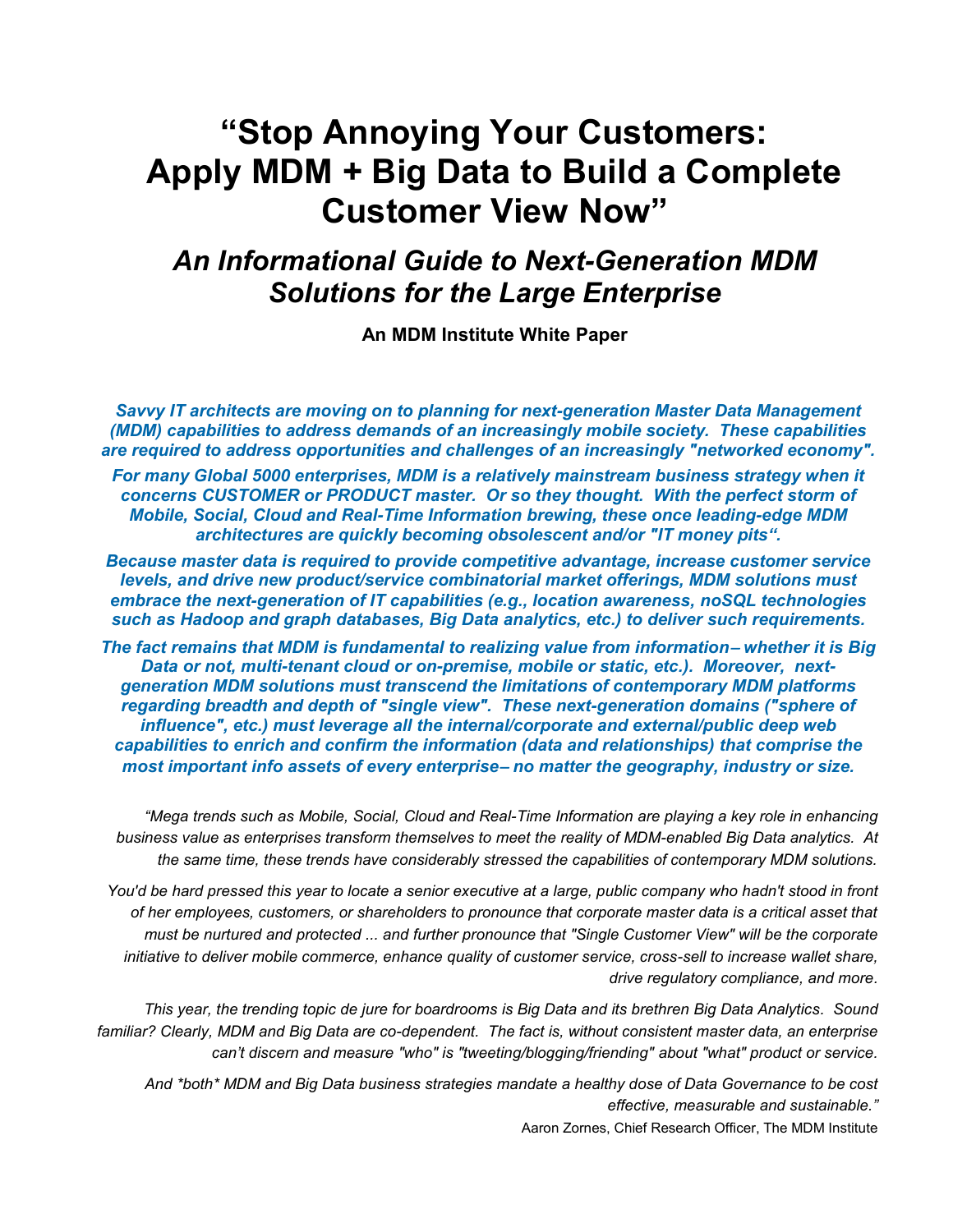# "Stop Annoying Your Customers: Apply MDM + Big Data to Build a Complete Customer View Now"

## *An Informational Guide to Next-Generation MDM Solutions for the Large Enterprise*

**An MDM Institute White Paper**

***Savvy IT architects are moving on to planning for next-generation Master Data Management (MDM) capabilities to address demands of an increasingly mobile society. These capabilities are required to address opportunities and challenges of an increasingly "networked economy".***

***For many Global 5000 enterprises, MDM is a relatively mainstream business strategy when it concerns CUSTOMER or PRODUCT master. Or so they thought. With the perfect storm of Mobile, Social, Cloud and Real-Time Information brewing, these once leading-edge MDM architectures are quickly becoming obsolescent and/or "IT money pits".***

***Because master data is required to provide competitive advantage, increase customer service levels, and drive new product/service combinatorial market offerings, MDM solutions must embrace the next-generation of IT capabilities (e.g., location awareness, noSQL technologies such as Hadoop and graph databases, Big Data analytics, etc.) to deliver such requirements.***

***The fact remains that MDM is fundamental to realizing value from information– whether it is Big Data or not, multi-tenant cloud or on-premise, mobile or static, etc.). Moreover, next-generation MDM solutions must transcend the limitations of contemporary MDM platforms regarding breadth and depth of "single view". These next-generation domains ("sphere of influence", etc.) must leverage all the internal/corporate and external/public deep web capabilities to enrich and confirm the information (data and relationships) that comprise the most important info assets of every enterprise– no matter the geography, industry or size.***

*"Mega trends such as Mobile, Social, Cloud and Real-Time Information are playing a key role in enhancing business value as enterprises transform themselves to meet the reality of MDM-enabled Big Data analytics. At the same time, these trends have considerably stressed the capabilities of contemporary MDM solutions.*

*You'd be hard pressed this year to locate a senior executive at a large, public company who hadn't stood in front of her employees, customers, or shareholders to pronounce that corporate master data is a critical asset that must be nurtured and protected ... and further pronounce that "Single Customer View" will be the corporate initiative to deliver mobile commerce, enhance quality of customer service, cross-sell to increase wallet share, drive regulatory compliance, and more.*

*This year, the trending topic de jure for boardrooms is Big Data and its brethren Big Data Analytics. Sound familiar? Clearly, MDM and Big Data are co-dependent. The fact is, without consistent master data, an enterprise can't discern and measure "who" is "tweeting/blogging/friending" about "what" product or service.*

*And *both* MDM and Big Data business strategies mandate a healthy dose of Data Governance to be cost effective, measurable and sustainable."*

Aaron Zornes, Chief Research Officer, The MDM Institute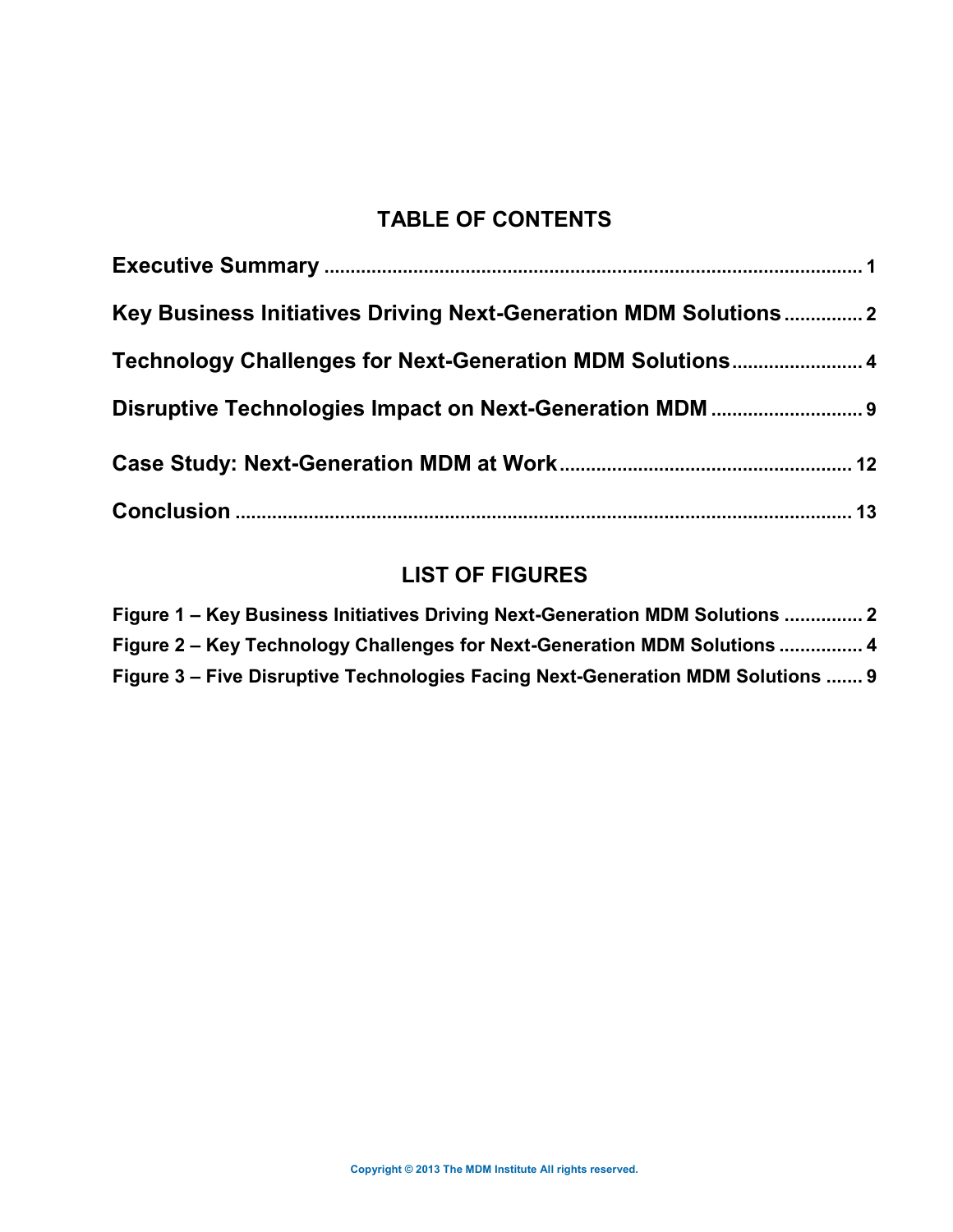# TABLE OF CONTENTS

**Executive Summary** .......................................................................................................... 1

**Key Business Initiatives Driving Next-Generation MDM Solutions** ............... 2

**Technology Challenges for Next-Generation MDM Solutions** ......................... 4

**Disruptive Technologies Impact on Next-Generation MDM** ............................ 9

**Case Study: Next-Generation MDM at Work** ....................................................... 12

**Conclusion** ........................................................................................................................ 13

# LIST OF FIGURES

**Figure 1 – Key Business Initiatives Driving Next-Generation MDM Solutions** ............... 2

**Figure 2 – Key Technology Challenges for Next-Generation MDM Solutions** ................ 4

**Figure 3 – Five Disruptive Technologies Facing Next-Generation MDM Solutions** ....... 9

Copyright © 2013 The MDM Institute All rights reserved.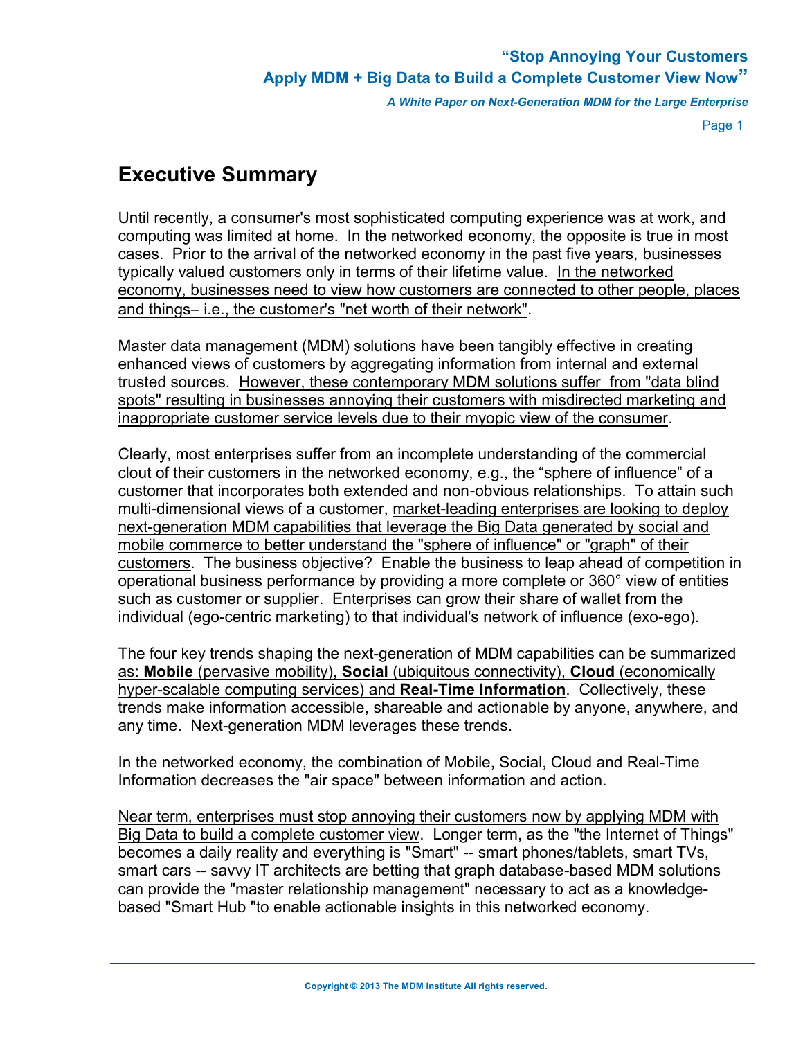# Executive Summary

Until recently, a consumer's most sophisticated computing experience was at work, and computing was limited at home. In the networked economy, the opposite is true in most cases. Prior to the arrival of the networked economy in the past five years, businesses typically valued customers only in terms of their lifetime value. <u>In the networked economy, businesses need to view how customers are connected to other people, places and things– i.e., the customer's "net worth of their network"</u>.

Master data management (MDM) solutions have been tangibly effective in creating enhanced views of customers by aggregating information from internal and external trusted sources. <u>However, these contemporary MDM solutions suffer from "data blind spots" resulting in businesses annoying their customers with misdirected marketing and inappropriate customer service levels due to their myopic view of the consumer</u>.

Clearly, most enterprises suffer from an incomplete understanding of the commercial clout of their customers in the networked economy, e.g., the "sphere of influence" of a customer that incorporates both extended and non-obvious relationships. To attain such multi-dimensional views of a customer, <u>market-leading enterprises are looking to deploy next-generation MDM capabilities that leverage the Big Data generated by social and mobile commerce to better understand the "sphere of influence" or "graph" of their customers</u>. The business objective? Enable the business to leap ahead of competition in operational business performance by providing a more complete or 360° view of entities such as customer or supplier. Enterprises can grow their share of wallet from the individual (ego-centric marketing) to that individual's network of influence (exo-ego).

<u>The four key trends shaping the next-generation of MDM capabilities can be summarized as: **Mobile** (pervasive mobility), **Social** (ubiquitous connectivity), **Cloud** (economically hyper-scalable computing services) and **Real-Time Information**</u>. Collectively, these trends make information accessible, shareable and actionable by anyone, anywhere, and any time. Next-generation MDM leverages these trends.

In the networked economy, the combination of Mobile, Social, Cloud and Real-Time Information decreases the "air space" between information and action.

<u>Near term, enterprises must stop annoying their customers now by applying MDM with Big Data to build a complete customer view</u>. Longer term, as the "the Internet of Things" becomes a daily reality and everything is "Smart" -- smart phones/tablets, smart TVs, smart cars -- savvy IT architects are betting that graph database-based MDM solutions can provide the "master relationship management" necessary to act as a knowledge-based "Smart Hub "to enable actionable insights in this networked economy.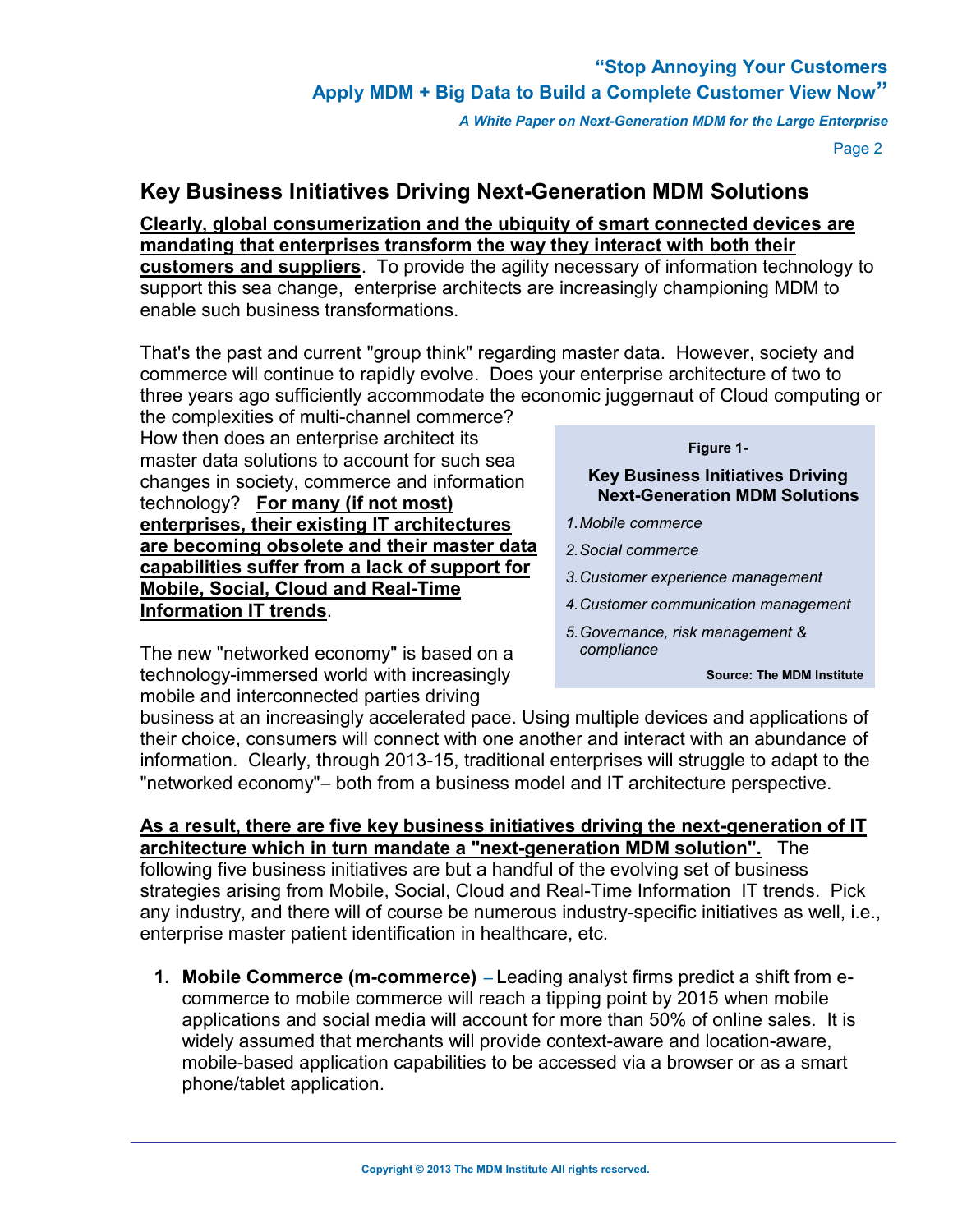## Key Business Initiatives Driving Next-Generation MDM Solutions

**Clearly, global consumerization and the ubiquity of smart connected devices are mandating that enterprises transform the way they interact with both their customers and suppliers**. To provide the agility necessary of information technology to support this sea change, enterprise architects are increasingly championing MDM to enable such business transformations.

That's the past and current "group think" regarding master data. However, society and commerce will continue to rapidly evolve. Does your enterprise architecture of two to three years ago sufficiently accommodate the economic juggernaut of Cloud computing or the complexities of multi-channel commerce? How then does an enterprise architect its master data solutions to account for such sea changes in society, commerce and information technology? **For many (if not most) enterprises, their existing IT architectures are becoming obsolete and their master data capabilities suffer from a lack of support for Mobile, Social, Cloud and Real-Time Information IT trends**.

**Figure 1-**

**Key Business Initiatives Driving Next-Generation MDM Solutions**

1. *Mobile commerce*
2. *Social commerce*
3. *Customer experience management*
4. *Customer communication management*
5. *Governance, risk management & compliance*

**Source: The MDM Institute**

The new "networked economy" is based on a technology-immersed world with increasingly mobile and interconnected parties driving business at an increasingly accelerated pace. Using multiple devices and applications of their choice, consumers will connect with one another and interact with an abundance of information. Clearly, through 2013-15, traditional enterprises will struggle to adapt to the "networked economy"– both from a business model and IT architecture perspective.

**As a result, there are five key business initiatives driving the next-generation of IT architecture which in turn mandate a "next-generation MDM solution".** The following five business initiatives are but a handful of the evolving set of business strategies arising from Mobile, Social, Cloud and Real-Time Information IT trends. Pick any industry, and there will of course be numerous industry-specific initiatives as well, i.e., enterprise master patient identification in healthcare, etc.

1. **Mobile Commerce (m-commerce)** – Leading analyst firms predict a shift from e-commerce to mobile commerce will reach a tipping point by 2015 when mobile applications and social media will account for more than 50% of online sales. It is widely assumed that merchants will provide context-aware and location-aware, mobile-based application capabilities to be accessed via a browser or as a smart phone/tablet application.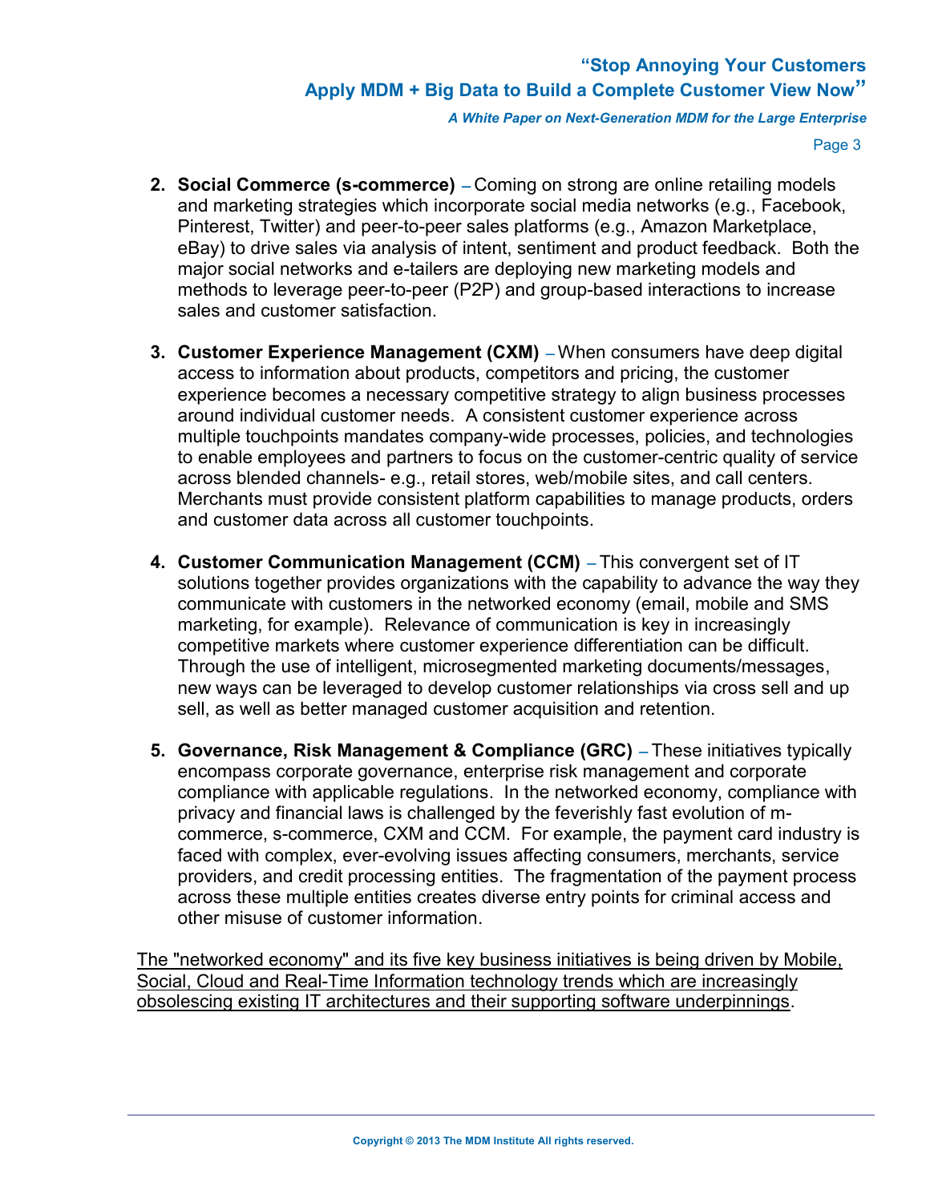2. **Social Commerce (s-commerce)** – Coming on strong are online retailing models and marketing strategies which incorporate social media networks (e.g., Facebook, Pinterest, Twitter) and peer-to-peer sales platforms (e.g., Amazon Marketplace, eBay) to drive sales via analysis of intent, sentiment and product feedback. Both the major social networks and e-tailers are deploying new marketing models and methods to leverage peer-to-peer (P2P) and group-based interactions to increase sales and customer satisfaction.

3. **Customer Experience Management (CXM)** – When consumers have deep digital access to information about products, competitors and pricing, the customer experience becomes a necessary competitive strategy to align business processes around individual customer needs. A consistent customer experience across multiple touchpoints mandates company-wide processes, policies, and technologies to enable employees and partners to focus on the customer-centric quality of service across blended channels- e.g., retail stores, web/mobile sites, and call centers. Merchants must provide consistent platform capabilities to manage products, orders and customer data across all customer touchpoints.

4. **Customer Communication Management (CCM)** – This convergent set of IT solutions together provides organizations with the capability to advance the way they communicate with customers in the networked economy (email, mobile and SMS marketing, for example). Relevance of communication is key in increasingly competitive markets where customer experience differentiation can be difficult. Through the use of intelligent, microsegmented marketing documents/messages, new ways can be leveraged to develop customer relationships via cross sell and up sell, as well as better managed customer acquisition and retention.

5. **Governance, Risk Management & Compliance (GRC)** – These initiatives typically encompass corporate governance, enterprise risk management and corporate compliance with applicable regulations. In the networked economy, compliance with privacy and financial laws is challenged by the feverishly fast evolution of m-commerce, s-commerce, CXM and CCM. For example, the payment card industry is faced with complex, ever-evolving issues affecting consumers, merchants, service providers, and credit processing entities. The fragmentation of the payment process across these multiple entities creates diverse entry points for criminal access and other misuse of customer information.

<u>The "networked economy" and its five key business initiatives is being driven by Mobile, Social, Cloud and Real-Time Information technology trends which are increasingly obsolescing existing IT architectures and their supporting software underpinnings</u>.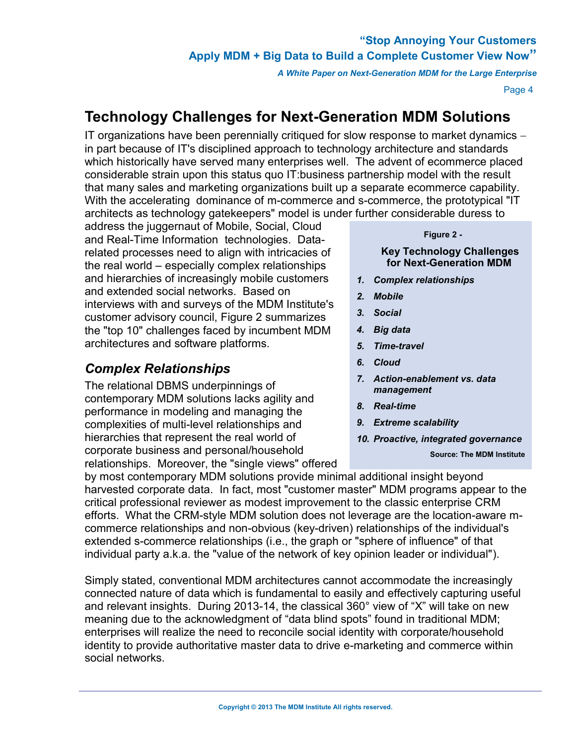## Technology Challenges for Next-Generation MDM Solutions

IT organizations have been perennially critiqued for slow response to market dynamics – in part because of IT's disciplined approach to technology architecture and standards which historically have served many enterprises well. The advent of ecommerce placed considerable strain upon this status quo IT:business partnership model with the result that many sales and marketing organizations built up a separate ecommerce capability. With the accelerating dominance of m-commerce and s-commerce, the prototypical "IT architects as technology gatekeepers" model is under further considerable duress to address the juggernaut of Mobile, Social, Cloud and Real-Time Information technologies. Data-related processes need to align with intricacies of the real world – especially complex relationships and hierarchies of increasingly mobile customers and extended social networks. Based on interviews with and surveys of the MDM Institute's customer advisory council, Figure 2 summarizes the "top 10" challenges faced by incumbent MDM architectures and software platforms.

**Figure 2 -**

**Key Technology Challenges for Next-Generation MDM**

1. ***Complex relationships***
2. ***Mobile***
3. ***Social***
4. ***Big data***
5. ***Time-travel***
6. ***Cloud***
7. ***Action-enablement vs. data management***
8. ***Real-time***
9. ***Extreme scalability***
10. ***Proactive, integrated governance***

**Source: The MDM Institute**

### *Complex Relationships*

The relational DBMS underpinnings of contemporary MDM solutions lacks agility and performance in modeling and managing the complexities of multi-level relationships and hierarchies that represent the real world of corporate business and personal/household relationships. Moreover, the "single views" offered by most contemporary MDM solutions provide minimal additional insight beyond harvested corporate data. In fact, most "customer master" MDM programs appear to the critical professional reviewer as modest improvement to the classic enterprise CRM efforts. What the CRM-style MDM solution does not leverage are the location-aware m-commerce relationships and non-obvious (key-driven) relationships of the individual's extended s-commerce relationships (i.e., the graph or "sphere of influence" of that individual party a.k.a. the "value of the network of key opinion leader or individual").

Simply stated, conventional MDM architectures cannot accommodate the increasingly connected nature of data which is fundamental to easily and effectively capturing useful and relevant insights. During 2013-14, the classical 360° view of "X" will take on new meaning due to the acknowledgment of "data blind spots" found in traditional MDM; enterprises will realize the need to reconcile social identity with corporate/household identity to provide authoritative master data to drive e-marketing and commerce within social networks.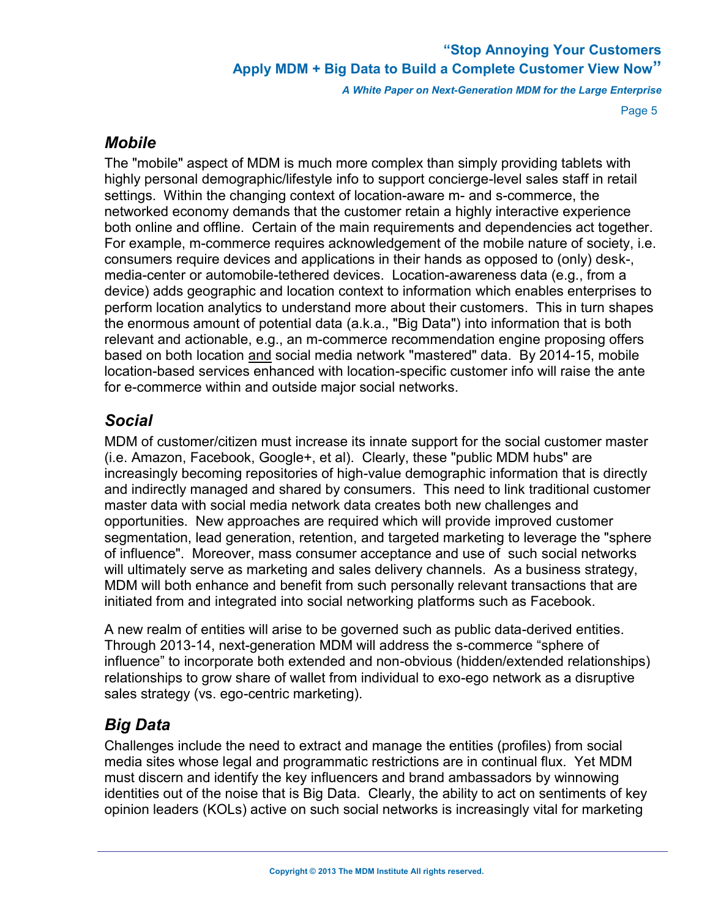## *Mobile*

The "mobile" aspect of MDM is much more complex than simply providing tablets with highly personal demographic/lifestyle info to support concierge-level sales staff in retail settings. Within the changing context of location-aware m- and s-commerce, the networked economy demands that the customer retain a highly interactive experience both online and offline. Certain of the main requirements and dependencies act together. For example, m-commerce requires acknowledgement of the mobile nature of society, i.e. consumers require devices and applications in their hands as opposed to (only) desk-, media-center or automobile-tethered devices. Location-awareness data (e.g., from a device) adds geographic and location context to information which enables enterprises to perform location analytics to understand more about their customers. This in turn shapes the enormous amount of potential data (a.k.a., "Big Data") into information that is both relevant and actionable, e.g., an m-commerce recommendation engine proposing offers based on both location <u>and</u> social media network "mastered" data. By 2014-15, mobile location-based services enhanced with location-specific customer info will raise the ante for e-commerce within and outside major social networks.

## *Social*

MDM of customer/citizen must increase its innate support for the social customer master (i.e. Amazon, Facebook, Google+, et al). Clearly, these "public MDM hubs" are increasingly becoming repositories of high-value demographic information that is directly and indirectly managed and shared by consumers. This need to link traditional customer master data with social media network data creates both new challenges and opportunities. New approaches are required which will provide improved customer segmentation, lead generation, retention, and targeted marketing to leverage the "sphere of influence". Moreover, mass consumer acceptance and use of such social networks will ultimately serve as marketing and sales delivery channels. As a business strategy, MDM will both enhance and benefit from such personally relevant transactions that are initiated from and integrated into social networking platforms such as Facebook.

A new realm of entities will arise to be governed such as public data-derived entities. Through 2013-14, next-generation MDM will address the s-commerce "sphere of influence" to incorporate both extended and non-obvious (hidden/extended relationships) relationships to grow share of wallet from individual to exo-ego network as a disruptive sales strategy (vs. ego-centric marketing).

## *Big Data*

Challenges include the need to extract and manage the entities (profiles) from social media sites whose legal and programmatic restrictions are in continual flux. Yet MDM must discern and identify the key influencers and brand ambassadors by winnowing identities out of the noise that is Big Data. Clearly, the ability to act on sentiments of key opinion leaders (KOLs) active on such social networks is increasingly vital for marketing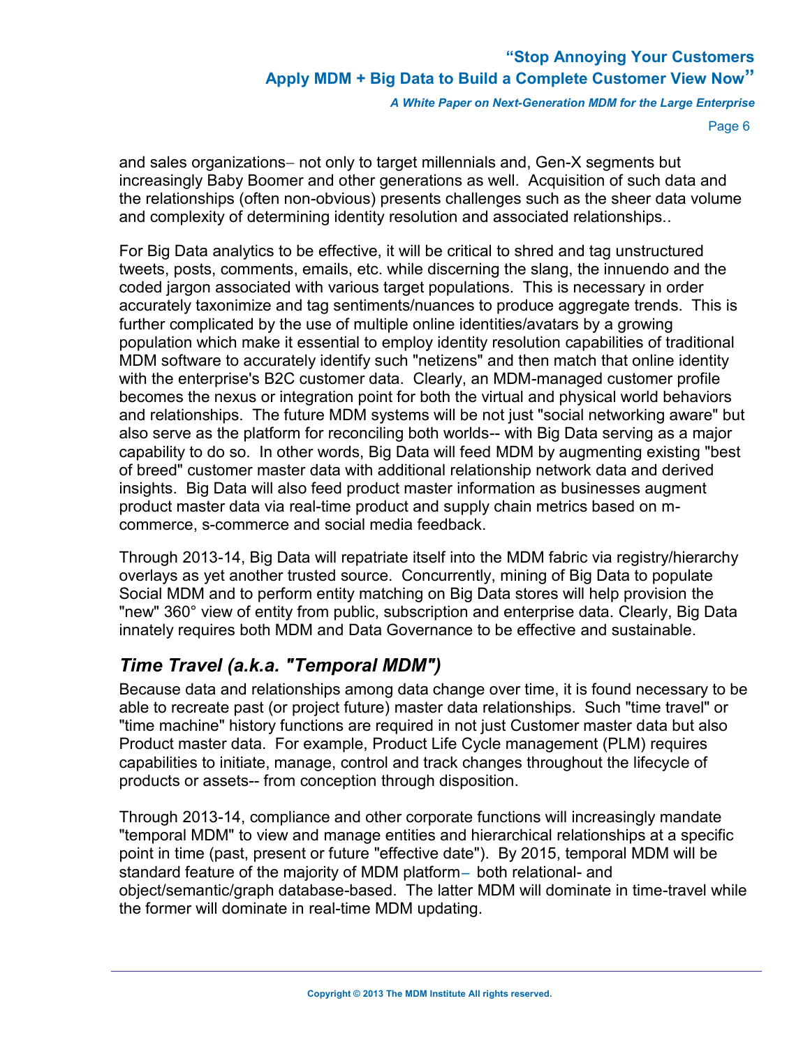and sales organizations– not only to target millennials and, Gen-X segments but increasingly Baby Boomer and other generations as well. Acquisition of such data and the relationships (often non-obvious) presents challenges such as the sheer data volume and complexity of determining identity resolution and associated relationships..

For Big Data analytics to be effective, it will be critical to shred and tag unstructured tweets, posts, comments, emails, etc. while discerning the slang, the innuendo and the coded jargon associated with various target populations. This is necessary in order accurately taxonimize and tag sentiments/nuances to produce aggregate trends. This is further complicated by the use of multiple online identities/avatars by a growing population which make it essential to employ identity resolution capabilities of traditional MDM software to accurately identify such "netizens" and then match that online identity with the enterprise's B2C customer data. Clearly, an MDM-managed customer profile becomes the nexus or integration point for both the virtual and physical world behaviors and relationships. The future MDM systems will be not just "social networking aware" but also serve as the platform for reconciling both worlds-- with Big Data serving as a major capability to do so. In other words, Big Data will feed MDM by augmenting existing "best of breed" customer master data with additional relationship network data and derived insights. Big Data will also feed product master information as businesses augment product master data via real-time product and supply chain metrics based on m-commerce, s-commerce and social media feedback.

Through 2013-14, Big Data will repatriate itself into the MDM fabric via registry/hierarchy overlays as yet another trusted source. Concurrently, mining of Big Data to populate Social MDM and to perform entity matching on Big Data stores will help provision the "new" 360° view of entity from public, subscription and enterprise data. Clearly, Big Data innately requires both MDM and Data Governance to be effective and sustainable.

## *Time Travel (a.k.a. "Temporal MDM")*

Because data and relationships among data change over time, it is found necessary to be able to recreate past (or project future) master data relationships. Such "time travel" or "time machine" history functions are required in not just Customer master data but also Product master data. For example, Product Life Cycle management (PLM) requires capabilities to initiate, manage, control and track changes throughout the lifecycle of products or assets-- from conception through disposition.

Through 2013-14, compliance and other corporate functions will increasingly mandate "temporal MDM" to view and manage entities and hierarchical relationships at a specific point in time (past, present or future "effective date"). By 2015, temporal MDM will be standard feature of the majority of MDM platform– both relational- and object/semantic/graph database-based. The latter MDM will dominate in time-travel while the former will dominate in real-time MDM updating.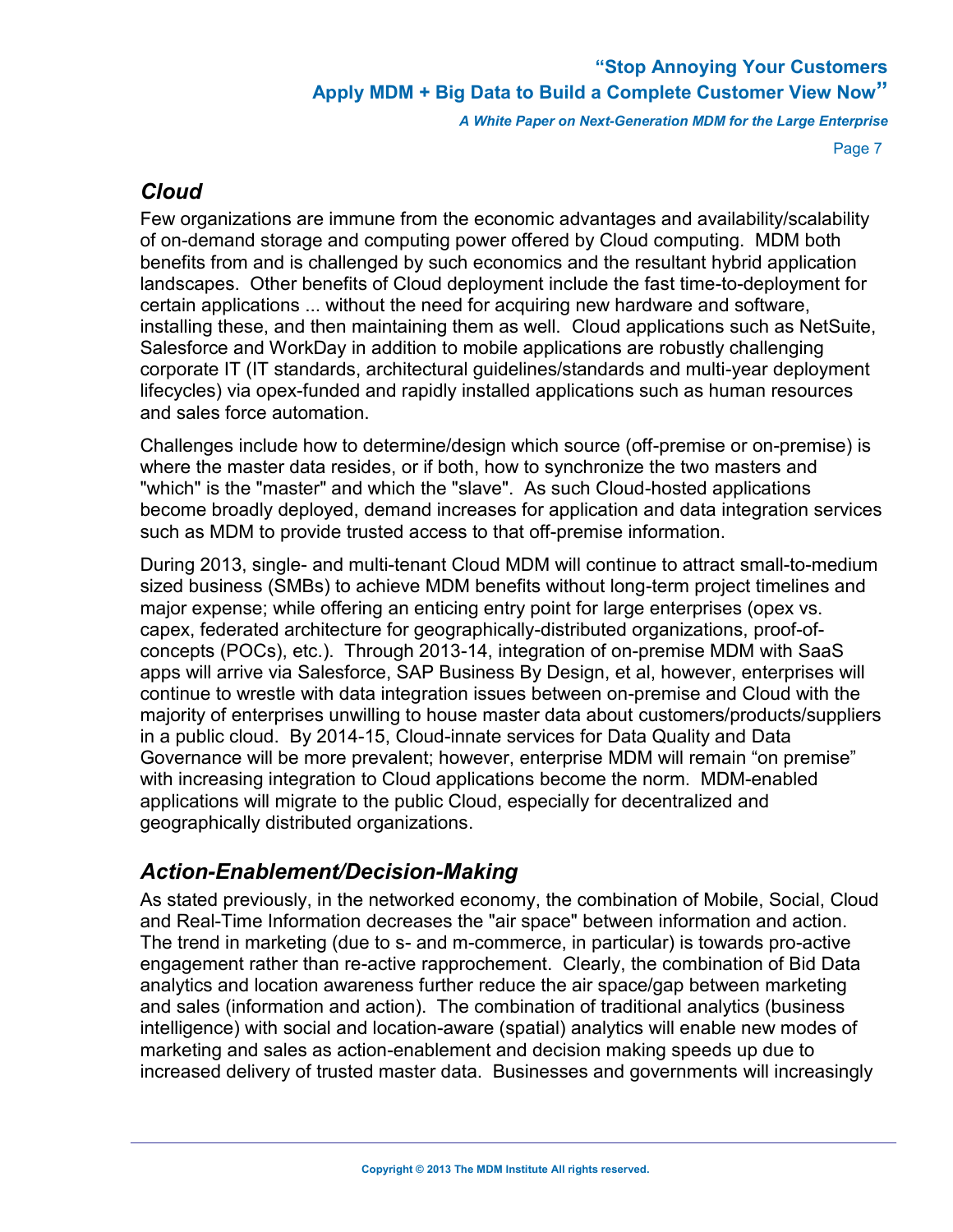## *Cloud*

Few organizations are immune from the economic advantages and availability/scalability of on-demand storage and computing power offered by Cloud computing. MDM both benefits from and is challenged by such economics and the resultant hybrid application landscapes. Other benefits of Cloud deployment include the fast time-to-deployment for certain applications ... without the need for acquiring new hardware and software, installing these, and then maintaining them as well. Cloud applications such as NetSuite, Salesforce and WorkDay in addition to mobile applications are robustly challenging corporate IT (IT standards, architectural guidelines/standards and multi-year deployment lifecycles) via opex-funded and rapidly installed applications such as human resources and sales force automation.

Challenges include how to determine/design which source (off-premise or on-premise) is where the master data resides, or if both, how to synchronize the two masters and "which" is the "master" and which the "slave". As such Cloud-hosted applications become broadly deployed, demand increases for application and data integration services such as MDM to provide trusted access to that off-premise information.

During 2013, single- and multi-tenant Cloud MDM will continue to attract small-to-medium sized business (SMBs) to achieve MDM benefits without long-term project timelines and major expense; while offering an enticing entry point for large enterprises (opex vs. capex, federated architecture for geographically-distributed organizations, proof-of-concepts (POCs), etc.). Through 2013-14, integration of on-premise MDM with SaaS apps will arrive via Salesforce, SAP Business By Design, et al, however, enterprises will continue to wrestle with data integration issues between on-premise and Cloud with the majority of enterprises unwilling to house master data about customers/products/suppliers in a public cloud. By 2014-15, Cloud-innate services for Data Quality and Data Governance will be more prevalent; however, enterprise MDM will remain "on premise" with increasing integration to Cloud applications become the norm. MDM-enabled applications will migrate to the public Cloud, especially for decentralized and geographically distributed organizations.

## *Action-Enablement/Decision-Making*

As stated previously, in the networked economy, the combination of Mobile, Social, Cloud and Real-Time Information decreases the "air space" between information and action. The trend in marketing (due to s- and m-commerce, in particular) is towards pro-active engagement rather than re-active rapprochement. Clearly, the combination of Bid Data analytics and location awareness further reduce the air space/gap between marketing and sales (information and action). The combination of traditional analytics (business intelligence) with social and location-aware (spatial) analytics will enable new modes of marketing and sales as action-enablement and decision making speeds up due to increased delivery of trusted master data. Businesses and governments will increasingly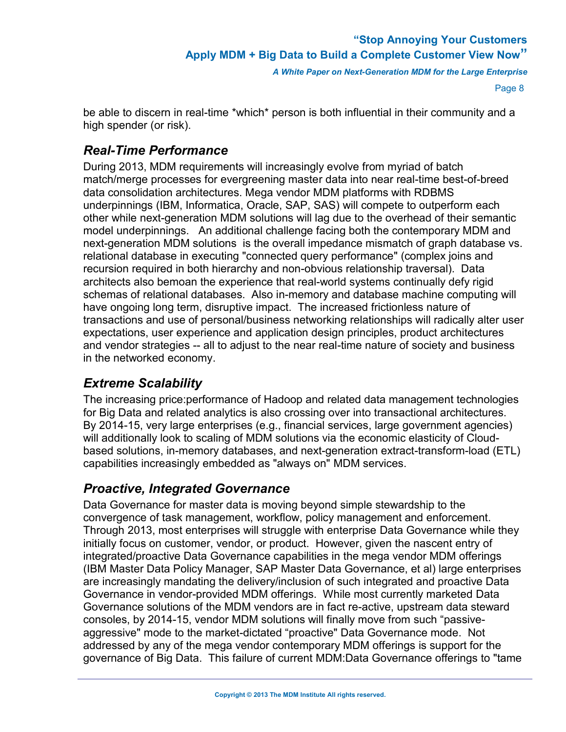be able to discern in real-time *which* person is both influential in their community and a high spender (or risk).

## *Real-Time Performance*

During 2013, MDM requirements will increasingly evolve from myriad of batch match/merge processes for evergreening master data into near real-time best-of-breed data consolidation architectures. Mega vendor MDM platforms with RDBMS underpinnings (IBM, Informatica, Oracle, SAP, SAS) will compete to outperform each other while next-generation MDM solutions will lag due to the overhead of their semantic model underpinnings. An additional challenge facing both the contemporary MDM and next-generation MDM solutions is the overall impedance mismatch of graph database vs. relational database in executing "connected query performance" (complex joins and recursion required in both hierarchy and non-obvious relationship traversal). Data architects also bemoan the experience that real-world systems continually defy rigid schemas of relational databases. Also in-memory and database machine computing will have ongoing long term, disruptive impact. The increased frictionless nature of transactions and use of personal/business networking relationships will radically alter user expectations, user experience and application design principles, product architectures and vendor strategies -- all to adjust to the near real-time nature of society and business in the networked economy.

## *Extreme Scalability*

The increasing price:performance of Hadoop and related data management technologies for Big Data and related analytics is also crossing over into transactional architectures. By 2014-15, very large enterprises (e.g., financial services, large government agencies) will additionally look to scaling of MDM solutions via the economic elasticity of Cloud-based solutions, in-memory databases, and next-generation extract-transform-load (ETL) capabilities increasingly embedded as "always on" MDM services.

## *Proactive, Integrated Governance*

Data Governance for master data is moving beyond simple stewardship to the convergence of task management, workflow, policy management and enforcement. Through 2013, most enterprises will struggle with enterprise Data Governance while they initially focus on customer, vendor, or product. However, given the nascent entry of integrated/proactive Data Governance capabilities in the mega vendor MDM offerings (IBM Master Data Policy Manager, SAP Master Data Governance, et al) large enterprises are increasingly mandating the delivery/inclusion of such integrated and proactive Data Governance in vendor-provided MDM offerings. While most currently marketed Data Governance solutions of the MDM vendors are in fact re-active, upstream data steward consoles, by 2014-15, vendor MDM solutions will finally move from such “passive-aggressive" mode to the market-dictated “proactive" Data Governance mode. Not addressed by any of the mega vendor contemporary MDM offerings is support for the governance of Big Data. This failure of current MDM:Data Governance offerings to "tame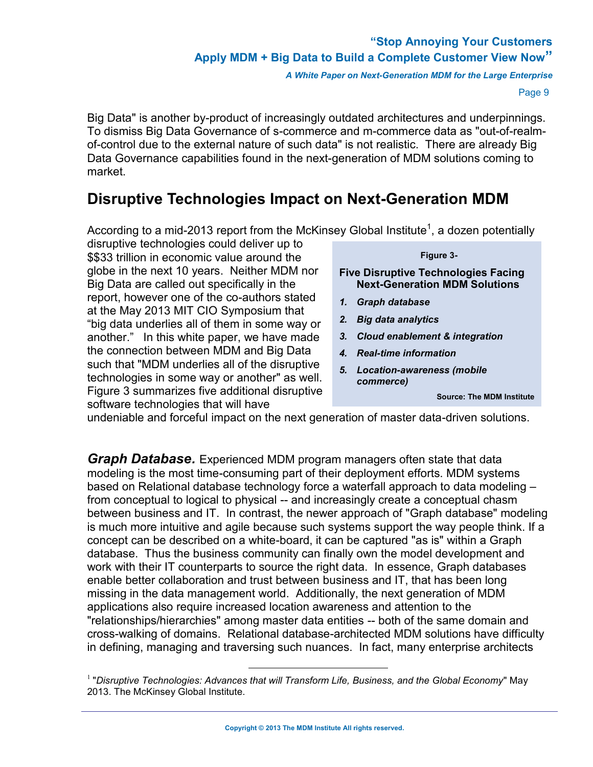Big Data" is another by-product of increasingly outdated architectures and underpinnings. To dismiss Big Data Governance of s-commerce and m-commerce data as "out-of-realm-of-control due to the external nature of such data" is not realistic. There are already Big Data Governance capabilities found in the next-generation of MDM solutions coming to market.

## Disruptive Technologies Impact on Next-Generation MDM

According to a mid-2013 report from the McKinsey Global Institute[1], a dozen potentially disruptive technologies could deliver up to $$33 trillion in economic value around the globe in the next 10 years. Neither MDM nor Big Data are called out specifically in the report, however one of the co-authors stated at the May 2013 MIT CIO Symposium that "big data underlies all of them in some way or another." In this white paper, we have made the connection between MDM and Big Data such that "MDM underlies all of the disruptive technologies in some way or another" as well. Figure 3 summarizes five additional disruptive software technologies that will have undeniable and forceful impact on the next generation of master data-driven solutions.

**Figure 3-**

**Five Disruptive Technologies Facing Next-Generation MDM Solutions**

1. ***Graph database***
2. ***Big data analytics***
3. ***Cloud enablement & integration***
4. ***Real-time information***
5. ***Location-awareness (mobile commerce)***

**Source: The MDM Institute**

***Graph Database.*** Experienced MDM program managers often state that data modeling is the most time-consuming part of their deployment efforts. MDM systems based on Relational database technology force a waterfall approach to data modeling – from conceptual to logical to physical -- and increasingly create a conceptual chasm between business and IT. In contrast, the newer approach of "Graph database" modeling is much more intuitive and agile because such systems support the way people think. If a concept can be described on a white-board, it can be captured "as is" within a Graph database. Thus the business community can finally own the model development and work with their IT counterparts to source the right data. In essence, Graph databases enable better collaboration and trust between business and IT, that has been long missing in the data management world. Additionally, the next generation of MDM applications also require increased location awareness and attention to the "relationships/hierarchies" among master data entities -- both of the same domain and cross-walking of domains. Relational database-architected MDM solutions have difficulty in defining, managing and traversing such nuances. In fact, many enterprise architects

---

[1] "*Disruptive Technologies: Advances that will Transform Life, Business, and the Global Economy*" May 2013. The McKinsey Global Institute.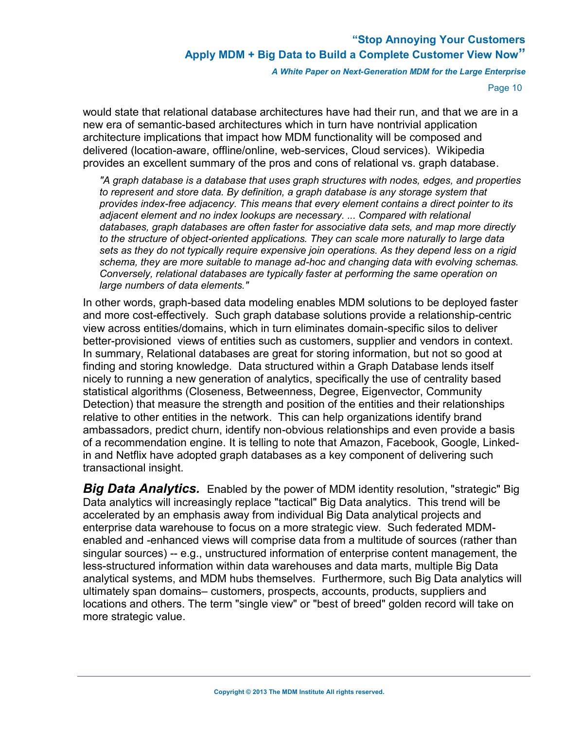would state that relational database architectures have had their run, and that we are in a new era of semantic-based architectures which in turn have nontrivial application architecture implications that impact how MDM functionality will be composed and delivered (location-aware, offline/online, web-services, Cloud services). Wikipedia provides an excellent summary of the pros and cons of relational vs. graph database.

> *"A graph database is a database that uses graph structures with nodes, edges, and properties to represent and store data. By definition, a graph database is any storage system that provides index-free adjacency. This means that every element contains a direct pointer to its adjacent element and no index lookups are necessary. ... Compared with relational databases, graph databases are often faster for associative data sets, and map more directly to the structure of object-oriented applications. They can scale more naturally to large data sets as they do not typically require expensive join operations. As they depend less on a rigid schema, they are more suitable to manage ad-hoc and changing data with evolving schemas. Conversely, relational databases are typically faster at performing the same operation on large numbers of data elements."*

In other words, graph-based data modeling enables MDM solutions to be deployed faster and more cost-effectively. Such graph database solutions provide a relationship-centric view across entities/domains, which in turn eliminates domain-specific silos to deliver better-provisioned views of entities such as customers, supplier and vendors in context. In summary, Relational databases are great for storing information, but not so good at finding and storing knowledge. Data structured within a Graph Database lends itself nicely to running a new generation of analytics, specifically the use of centrality based statistical algorithms (Closeness, Betweenness, Degree, Eigenvector, Community Detection) that measure the strength and position of the entities and their relationships relative to other entities in the network. This can help organizations identify brand ambassadors, predict churn, identify non-obvious relationships and even provide a basis of a recommendation engine. It is telling to note that Amazon, Facebook, Google, Linked-in and Netflix have adopted graph databases as a key component of delivering such transactional insight.

***Big Data Analytics.*** Enabled by the power of MDM identity resolution, "strategic" Big Data analytics will increasingly replace "tactical" Big Data analytics. This trend will be accelerated by an emphasis away from individual Big Data analytical projects and enterprise data warehouse to focus on a more strategic view. Such federated MDM-enabled and -enhanced views will comprise data from a multitude of sources (rather than singular sources) -- e.g., unstructured information of enterprise content management, the less-structured information within data warehouses and data marts, multiple Big Data analytical systems, and MDM hubs themselves. Furthermore, such Big Data analytics will ultimately span domains– customers, prospects, accounts, products, suppliers and locations and others. The term "single view" or "best of breed" golden record will take on more strategic value.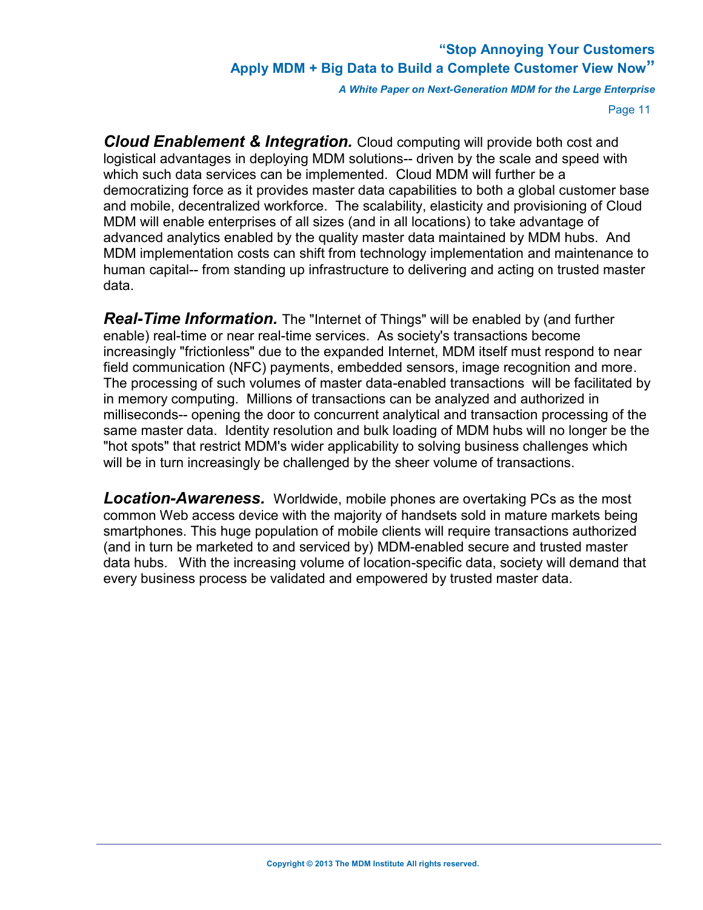***Cloud Enablement & Integration.*** Cloud computing will provide both cost and logistical advantages in deploying MDM solutions-- driven by the scale and speed with which such data services can be implemented. Cloud MDM will further be a democratizing force as it provides master data capabilities to both a global customer base and mobile, decentralized workforce. The scalability, elasticity and provisioning of Cloud MDM will enable enterprises of all sizes (and in all locations) to take advantage of advanced analytics enabled by the quality master data maintained by MDM hubs. And MDM implementation costs can shift from technology implementation and maintenance to human capital-- from standing up infrastructure to delivering and acting on trusted master data.

***Real-Time Information.*** The "Internet of Things" will be enabled by (and further enable) real-time or near real-time services. As society's transactions become increasingly "frictionless" due to the expanded Internet, MDM itself must respond to near field communication (NFC) payments, embedded sensors, image recognition and more. The processing of such volumes of master data-enabled transactions will be facilitated by in memory computing. Millions of transactions can be analyzed and authorized in milliseconds-- opening the door to concurrent analytical and transaction processing of the same master data. Identity resolution and bulk loading of MDM hubs will no longer be the "hot spots" that restrict MDM's wider applicability to solving business challenges which will be in turn increasingly be challenged by the sheer volume of transactions.

***Location-Awareness.*** Worldwide, mobile phones are overtaking PCs as the most common Web access device with the majority of handsets sold in mature markets being smartphones. This huge population of mobile clients will require transactions authorized (and in turn be marketed to and serviced by) MDM-enabled secure and trusted master data hubs. With the increasing volume of location-specific data, society will demand that every business process be validated and empowered by trusted master data.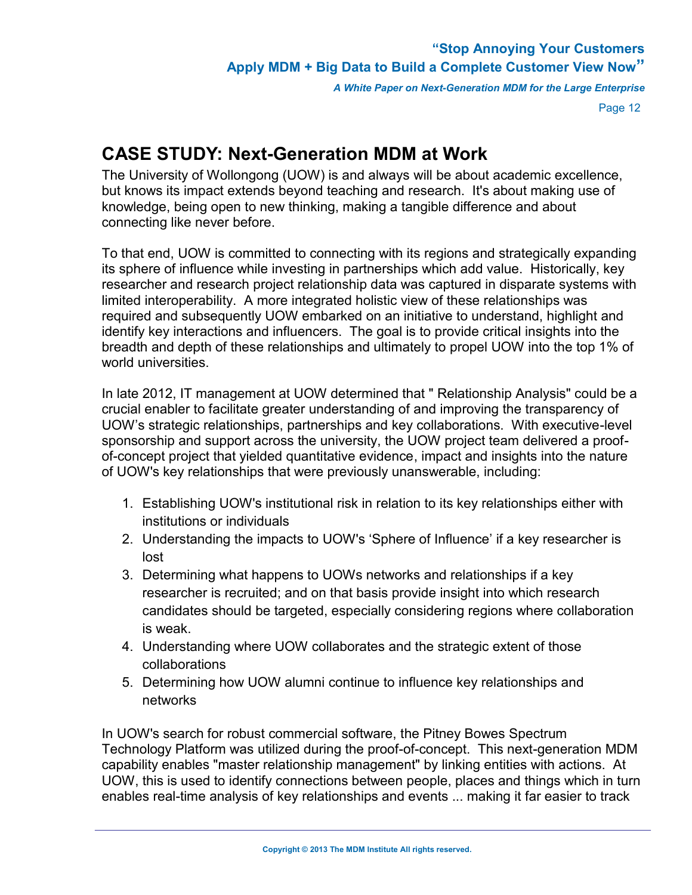## CASE STUDY: Next-Generation MDM at Work

The University of Wollongong (UOW) is and always will be about academic excellence, but knows its impact extends beyond teaching and research. It's about making use of knowledge, being open to new thinking, making a tangible difference and about connecting like never before.

To that end, UOW is committed to connecting with its regions and strategically expanding its sphere of influence while investing in partnerships which add value. Historically, key researcher and research project relationship data was captured in disparate systems with limited interoperability. A more integrated holistic view of these relationships was required and subsequently UOW embarked on an initiative to understand, highlight and identify key interactions and influencers. The goal is to provide critical insights into the breadth and depth of these relationships and ultimately to propel UOW into the top 1% of world universities.

In late 2012, IT management at UOW determined that " Relationship Analysis" could be a crucial enabler to facilitate greater understanding of and improving the transparency of UOW's strategic relationships, partnerships and key collaborations. With executive-level sponsorship and support across the university, the UOW project team delivered a proof-of-concept project that yielded quantitative evidence, impact and insights into the nature of UOW's key relationships that were previously unanswerable, including:

1. Establishing UOW's institutional risk in relation to its key relationships either with institutions or individuals
2. Understanding the impacts to UOW's 'Sphere of Influence' if a key researcher is lost
3. Determining what happens to UOWs networks and relationships if a key researcher is recruited; and on that basis provide insight into which research candidates should be targeted, especially considering regions where collaboration is weak.
4. Understanding where UOW collaborates and the strategic extent of those collaborations
5. Determining how UOW alumni continue to influence key relationships and networks

In UOW's search for robust commercial software, the Pitney Bowes Spectrum Technology Platform was utilized during the proof-of-concept. This next-generation MDM capability enables "master relationship management" by linking entities with actions. At UOW, this is used to identify connections between people, places and things which in turn enables real-time analysis of key relationships and events ... making it far easier to track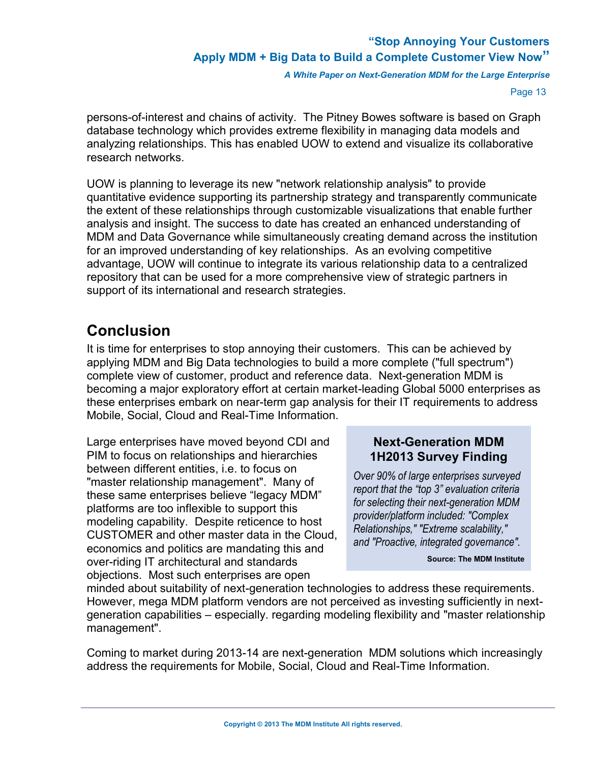persons-of-interest and chains of activity. The Pitney Bowes software is based on Graph database technology which provides extreme flexibility in managing data models and analyzing relationships. This has enabled UOW to extend and visualize its collaborative research networks.

UOW is planning to leverage its new "network relationship analysis" to provide quantitative evidence supporting its partnership strategy and transparently communicate the extent of these relationships through customizable visualizations that enable further analysis and insight. The success to date has created an enhanced understanding of MDM and Data Governance while simultaneously creating demand across the institution for an improved understanding of key relationships. As an evolving competitive advantage, UOW will continue to integrate its various relationship data to a centralized repository that can be used for a more comprehensive view of strategic partners in support of its international and research strategies.

## Conclusion

It is time for enterprises to stop annoying their customers. This can be achieved by applying MDM and Big Data technologies to build a more complete ("full spectrum") complete view of customer, product and reference data. Next-generation MDM is becoming a major exploratory effort at certain market-leading Global 5000 enterprises as these enterprises embark on near-term gap analysis for their IT requirements to address Mobile, Social, Cloud and Real-Time Information.

Large enterprises have moved beyond CDI and PIM to focus on relationships and hierarchies between different entities, i.e. to focus on "master relationship management". Many of these same enterprises believe “legacy MDM” platforms are too inflexible to support this modeling capability. Despite reticence to host CUSTOMER and other master data in the Cloud, economics and politics are mandating this and over-riding IT architectural and standards objections. Most such enterprises are open minded about suitability of next-generation technologies to address these requirements. However, mega MDM platform vendors are not perceived as investing sufficiently in next-generation capabilities – especially. regarding modeling flexibility and "master relationship management".

> **Next-Generation MDM 1H2013 Survey Finding**
>
> *Over 90% of large enterprises surveyed report that the “top 3” evaluation criteria for selecting their next-generation MDM provider/platform included: "Complex Relationships," "Extreme scalability," and "Proactive, integrated governance".*
>
> **Source: The MDM Institute**

Coming to market during 2013-14 are next-generation MDM solutions which increasingly address the requirements for Mobile, Social, Cloud and Real-Time Information.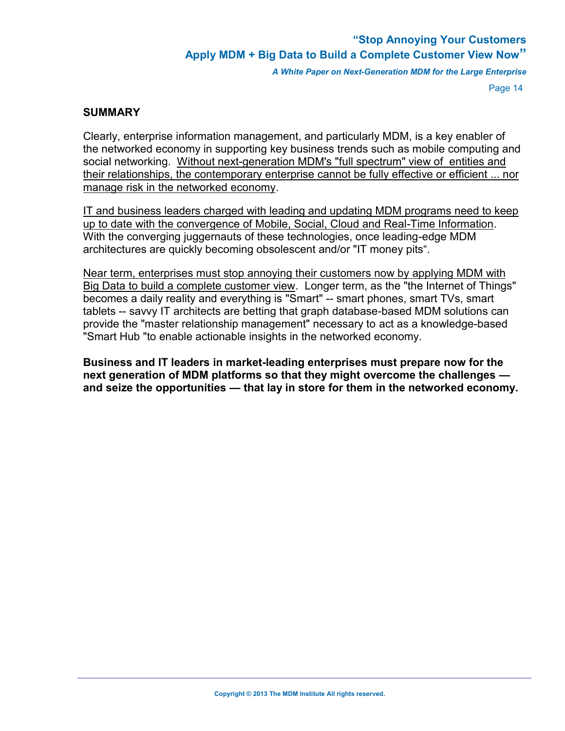## SUMMARY

Clearly, enterprise information management, and particularly MDM, is a key enabler of the networked economy in supporting key business trends such as mobile computing and social networking. <u>Without next-generation MDM's "full spectrum" view of entities and their relationships, the contemporary enterprise cannot be fully effective or efficient ... nor manage risk in the networked economy</u>.

<u>IT and business leaders charged with leading and updating MDM programs need to keep up to date with the convergence of Mobile, Social, Cloud and Real-Time Information</u>. With the converging juggernauts of these technologies, once leading-edge MDM architectures are quickly becoming obsolescent and/or "IT money pits".

<u>Near term, enterprises must stop annoying their customers now by applying MDM with Big Data to build a complete customer view</u>. Longer term, as the "the Internet of Things" becomes a daily reality and everything is "Smart" -- smart phones, smart TVs, smart tablets -- savvy IT architects are betting that graph database-based MDM solutions can provide the "master relationship management" necessary to act as a knowledge-based "Smart Hub "to enable actionable insights in the networked economy.

**Business and IT leaders in market-leading enterprises must prepare now for the next generation of MDM platforms so that they might overcome the challenges — and seize the opportunities — that lay in store for them in the networked economy.**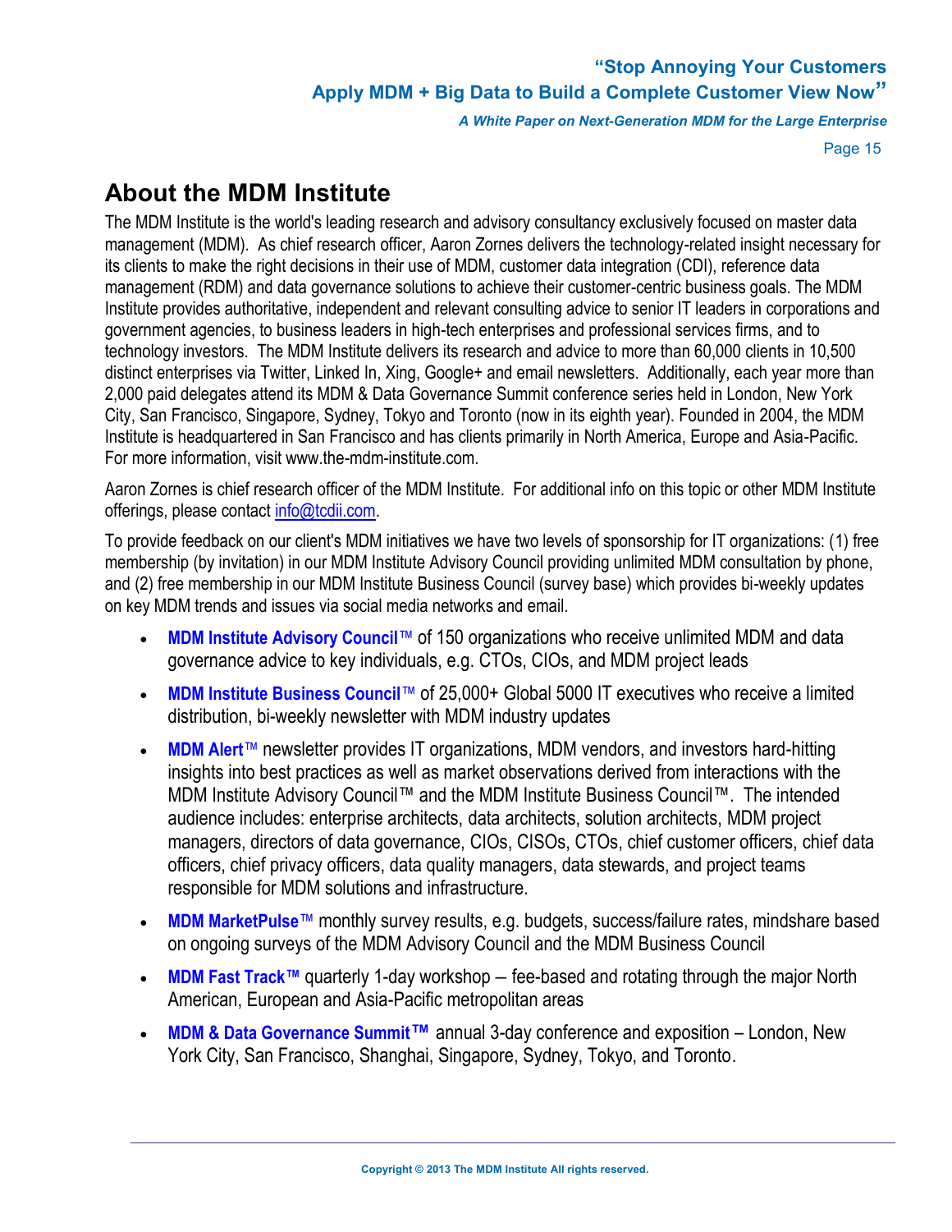## About the MDM Institute

The MDM Institute is the world's leading research and advisory consultancy exclusively focused on master data management (MDM). As chief research officer, Aaron Zornes delivers the technology-related insight necessary for its clients to make the right decisions in their use of MDM, customer data integration (CDI), reference data management (RDM) and data governance solutions to achieve their customer-centric business goals. The MDM Institute provides authoritative, independent and relevant consulting advice to senior IT leaders in corporations and government agencies, to business leaders in high-tech enterprises and professional services firms, and to technology investors. The MDM Institute delivers its research and advice to more than 60,000 clients in 10,500 distinct enterprises via Twitter, Linked In, Xing, Google+ and email newsletters. Additionally, each year more than 2,000 paid delegates attend its MDM & Data Governance Summit conference series held in London, New York City, San Francisco, Singapore, Sydney, Tokyo and Toronto (now in its eighth year). Founded in 2004, the MDM Institute is headquartered in San Francisco and has clients primarily in North America, Europe and Asia-Pacific. For more information, visit www.the-mdm-institute.com.

Aaron Zornes is chief research officer of the MDM Institute. For additional info on this topic or other MDM Institute offerings, please contact info@tcdii.com.

To provide feedback on our client's MDM initiatives we have two levels of sponsorship for IT organizations: (1) free membership (by invitation) in our MDM Institute Advisory Council providing unlimited MDM consultation by phone, and (2) free membership in our MDM Institute Business Council (survey base) which provides bi-weekly updates on key MDM trends and issues via social media networks and email.

- **MDM Institute Advisory Council**™ of 150 organizations who receive unlimited MDM and data governance advice to key individuals, e.g. CTOs, CIOs, and MDM project leads
- **MDM Institute Business Council**™ of 25,000+ Global 5000 IT executives who receive a limited distribution, bi-weekly newsletter with MDM industry updates
- **MDM Alert**™ newsletter provides IT organizations, MDM vendors, and investors hard-hitting insights into best practices as well as market observations derived from interactions with the MDM Institute Advisory Council™ and the MDM Institute Business Council™. The intended audience includes: enterprise architects, data architects, solution architects, MDM project managers, directors of data governance, CIOs, CISOs, CTOs, chief customer officers, chief data officers, chief privacy officers, data quality managers, data stewards, and project teams responsible for MDM solutions and infrastructure.
- **MDM MarketPulse**™ monthly survey results, e.g. budgets, success/failure rates, mindshare based on ongoing surveys of the MDM Advisory Council and the MDM Business Council
- **MDM Fast Track™** quarterly 1-day workshop – fee-based and rotating through the major North American, European and Asia-Pacific metropolitan areas
- **MDM & Data Governance Summit™** annual 3-day conference and exposition – London, New York City, San Francisco, Shanghai, Singapore, Sydney, Tokyo, and Toronto.